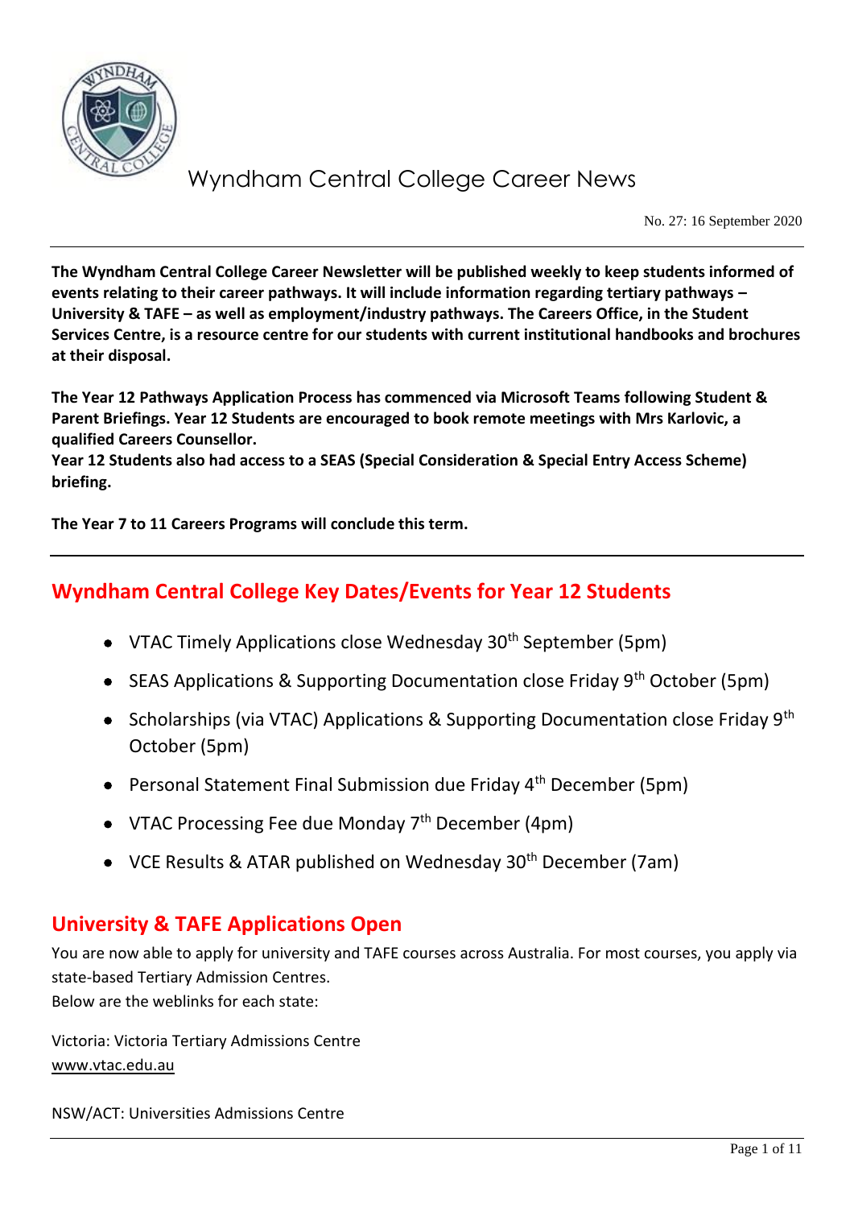# Wyndham Central College Career News

No. 27: 16 September 2020

**The Wyndham Central College Career Newsletter will be published weekly to keep students informed of events relating to their career pathways. It will include information regarding tertiary pathways – University & TAFE – as well as employment/industry pathways. The Careers Office, in the Student Services Centre, is a resource centre for our students with current institutional handbooks and brochures at their disposal.**

**The Year 12 Pathways Application Process has commenced via Microsoft Teams following Student & Parent Briefings. Year 12 Students are encouraged to book remote meetings with Mrs Karlovic, a qualified Careers Counsellor.**
**Year 12 Students also had access to a SEAS (Special Consideration & Special Entry Access Scheme) briefing.**

**The Year 7 to 11 Careers Programs will conclude this term.**

## Wyndham Central College Key Dates/Events for Year 12 Students

- VTAC Timely Applications close Wednesday 30th September (5pm)
- SEAS Applications & Supporting Documentation close Friday 9th October (5pm)
- Scholarships (via VTAC) Applications & Supporting Documentation close Friday 9th October (5pm)
- Personal Statement Final Submission due Friday 4th December (5pm)
- VTAC Processing Fee due Monday 7th December (4pm)
- VCE Results & ATAR published on Wednesday 30th December (7am)

## University & TAFE Applications Open

You are now able to apply for university and TAFE courses across Australia. For most courses, you apply via state-based Tertiary Admission Centres.
Below are the weblinks for each state:

Victoria: Victoria Tertiary Admissions Centre
www.vtac.edu.au

NSW/ACT: Universities Admissions Centre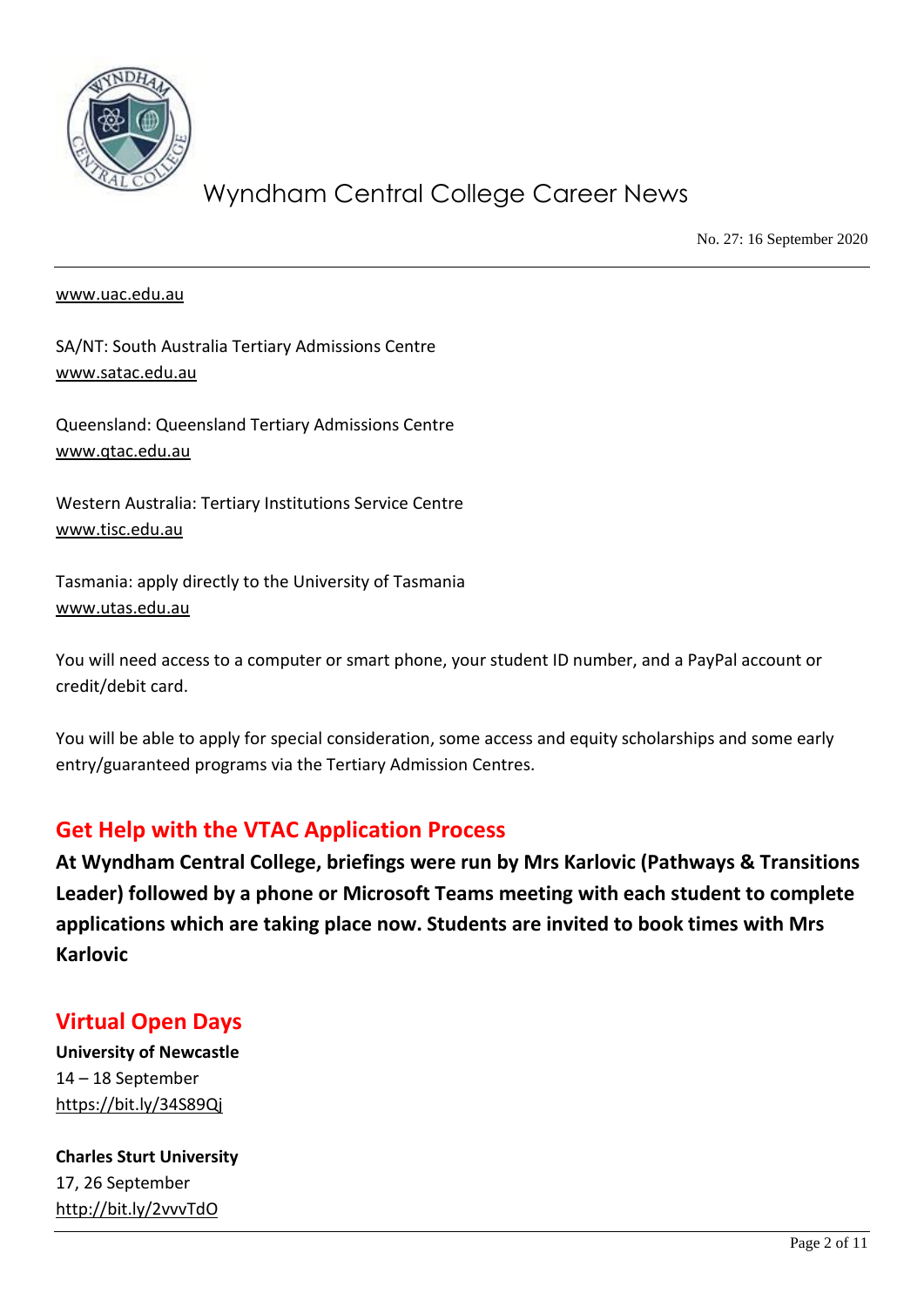www.uac.edu.au

SA/NT: South Australia Tertiary Admissions Centre
www.satac.edu.au

Queensland: Queensland Tertiary Admissions Centre
www.qtac.edu.au

Western Australia: Tertiary Institutions Service Centre
www.tisc.edu.au

Tasmania: apply directly to the University of Tasmania
www.utas.edu.au

You will need access to a computer or smart phone, your student ID number, and a PayPal account or credit/debit card.

You will be able to apply for special consideration, some access and equity scholarships and some early entry/guaranteed programs via the Tertiary Admission Centres.

## Get Help with the VTAC Application Process

**At Wyndham Central College, briefings were run by Mrs Karlovic (Pathways & Transitions Leader) followed by a phone or Microsoft Teams meeting with each student to complete applications which are taking place now. Students are invited to book times with Mrs Karlovic**

## Virtual Open Days

**University of Newcastle**
14 – 18 September
https://bit.ly/34S89Qj

**Charles Sturt University**
17, 26 September
http://bit.ly/2vvvTdO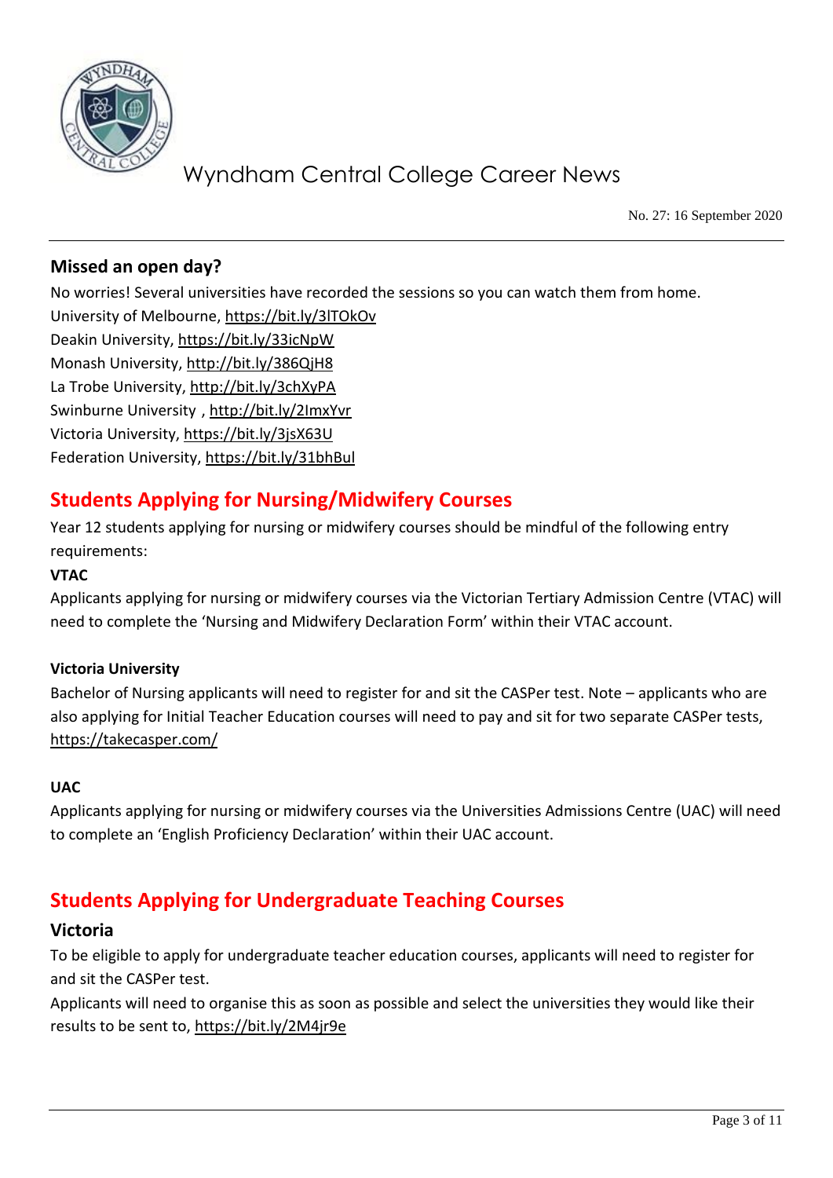## Missed an open day?

No worries! Several universities have recorded the sessions so you can watch them from home.

University of Melbourne, https://bit.ly/3lTOkOv
Deakin University, https://bit.ly/33icNpW
Monash University, http://bit.ly/386QjH8
La Trobe University, http://bit.ly/3chXyPA
Swinburne University , http://bit.ly/2ImxYvr
Victoria University, https://bit.ly/3jsX63U
Federation University, https://bit.ly/31bhBul

## Students Applying for Nursing/Midwifery Courses

Year 12 students applying for nursing or midwifery courses should be mindful of the following entry requirements:

**VTAC**

Applicants applying for nursing or midwifery courses via the Victorian Tertiary Admission Centre (VTAC) will need to complete the 'Nursing and Midwifery Declaration Form' within their VTAC account.

**Victoria University**

Bachelor of Nursing applicants will need to register for and sit the CASPer test. Note – applicants who are also applying for Initial Teacher Education courses will need to pay and sit for two separate CASPer tests, https://takecasper.com/

**UAC**

Applicants applying for nursing or midwifery courses via the Universities Admissions Centre (UAC) will need to complete an 'English Proficiency Declaration' within their UAC account.

## Students Applying for Undergraduate Teaching Courses

### Victoria

To be eligible to apply for undergraduate teacher education courses, applicants will need to register for and sit the CASPer test.

Applicants will need to organise this as soon as possible and select the universities they would like their results to be sent to, https://bit.ly/2M4jr9e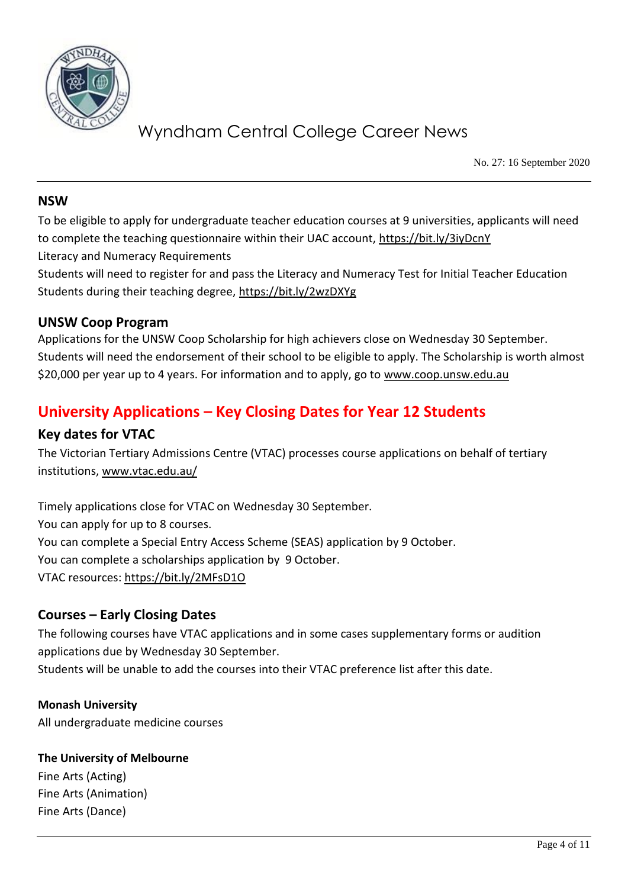## NSW

To be eligible to apply for undergraduate teacher education courses at 9 universities, applicants will need to complete the teaching questionnaire within their UAC account, https://bit.ly/3iyDcnY

Literacy and Numeracy Requirements

Students will need to register for and pass the Literacy and Numeracy Test for Initial Teacher Education Students during their teaching degree, https://bit.ly/2wzDXYg

## UNSW Coop Program

Applications for the UNSW Coop Scholarship for high achievers close on Wednesday 30 September. Students will need the endorsement of their school to be eligible to apply. The Scholarship is worth almost $20,000 per year up to 4 years. For information and to apply, go to www.coop.unsw.edu.au

# University Applications – Key Closing Dates for Year 12 Students

## Key dates for VTAC

The Victorian Tertiary Admissions Centre (VTAC) processes course applications on behalf of tertiary institutions, www.vtac.edu.au/

Timely applications close for VTAC on Wednesday 30 September.
You can apply for up to 8 courses.
You can complete a Special Entry Access Scheme (SEAS) application by 9 October.
You can complete a scholarships application by 9 October.
VTAC resources: https://bit.ly/2MFsD1O

## Courses – Early Closing Dates

The following courses have VTAC applications and in some cases supplementary forms or audition applications due by Wednesday 30 September.
Students will be unable to add the courses into their VTAC preference list after this date.

**Monash University**
All undergraduate medicine courses

**The University of Melbourne**
Fine Arts (Acting)
Fine Arts (Animation)
Fine Arts (Dance)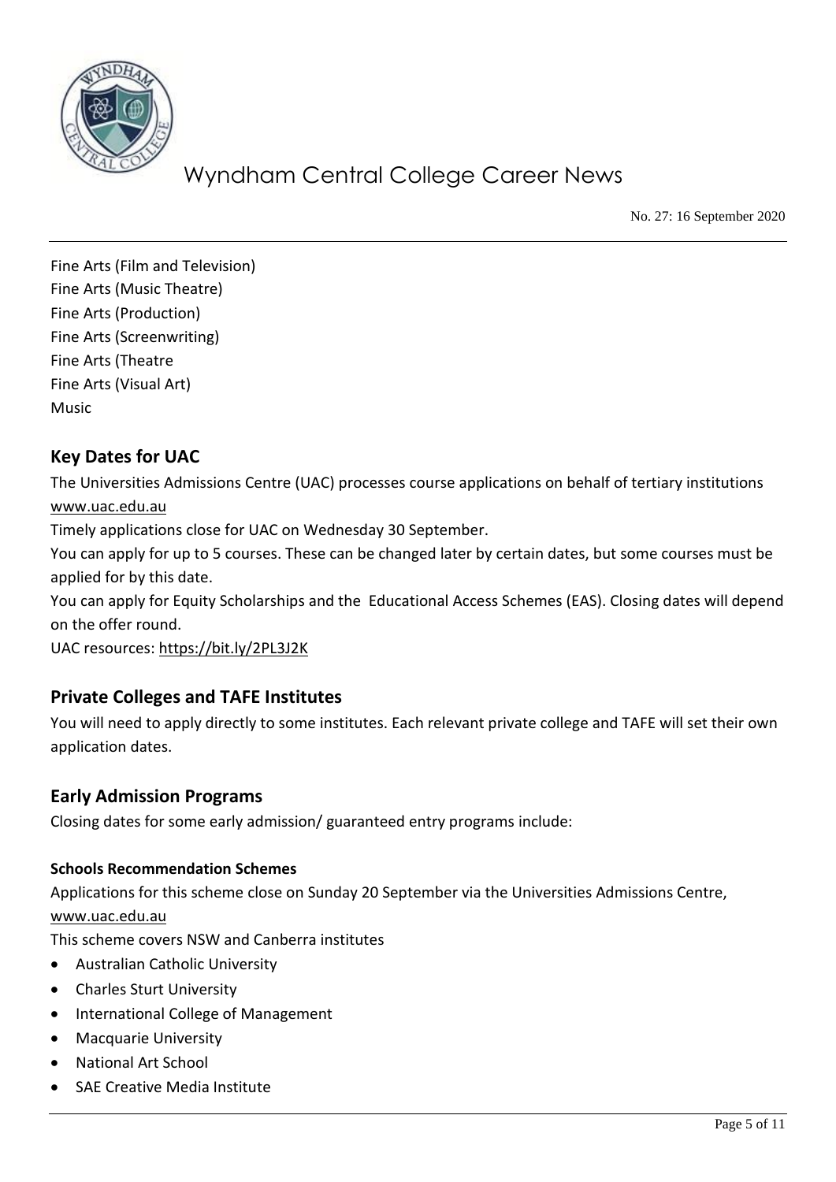Fine Arts (Film and Television)
Fine Arts (Music Theatre)
Fine Arts (Production)
Fine Arts (Screenwriting)
Fine Arts (Theatre
Fine Arts (Visual Art)
Music

## Key Dates for UAC

The Universities Admissions Centre (UAC) processes course applications on behalf of tertiary institutions www.uac.edu.au

Timely applications close for UAC on Wednesday 30 September.

You can apply for up to 5 courses. These can be changed later by certain dates, but some courses must be applied for by this date.

You can apply for Equity Scholarships and the Educational Access Schemes (EAS). Closing dates will depend on the offer round.

UAC resources: https://bit.ly/2PL3J2K

## Private Colleges and TAFE Institutes

You will need to apply directly to some institutes. Each relevant private college and TAFE will set their own application dates.

## Early Admission Programs

Closing dates for some early admission/ guaranteed entry programs include:

#### Schools Recommendation Schemes

Applications for this scheme close on Sunday 20 September via the Universities Admissions Centre, www.uac.edu.au

This scheme covers NSW and Canberra institutes

- Australian Catholic University
- Charles Sturt University
- International College of Management
- Macquarie University
- National Art School
- SAE Creative Media Institute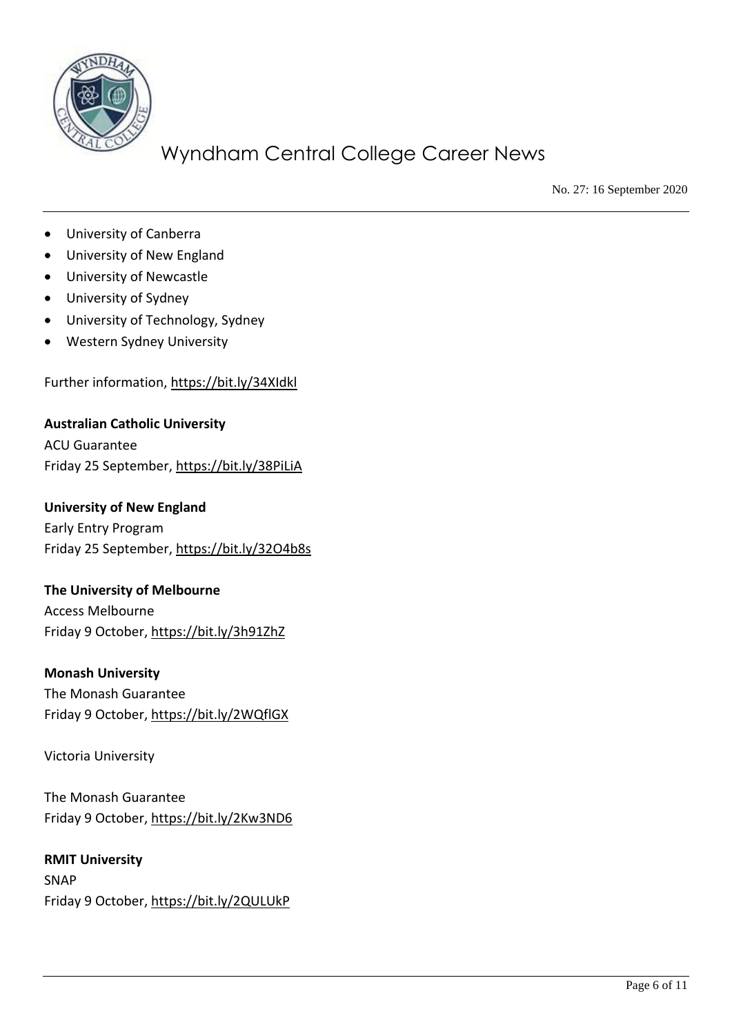- University of Canberra
- University of New England
- University of Newcastle
- University of Sydney
- University of Technology, Sydney
- Western Sydney University

Further information, https://bit.ly/34XIdkl

**Australian Catholic University**
ACU Guarantee
Friday 25 September, https://bit.ly/38PiLiA

**University of New England**
Early Entry Program
Friday 25 September, https://bit.ly/32O4b8s

**The University of Melbourne**
Access Melbourne
Friday 9 October, https://bit.ly/3h91ZhZ

**Monash University**
The Monash Guarantee
Friday 9 October, https://bit.ly/2WQflGX

Victoria University

The Monash Guarantee
Friday 9 October, https://bit.ly/2Kw3ND6

**RMIT University**
SNAP
Friday 9 October, https://bit.ly/2QULUkP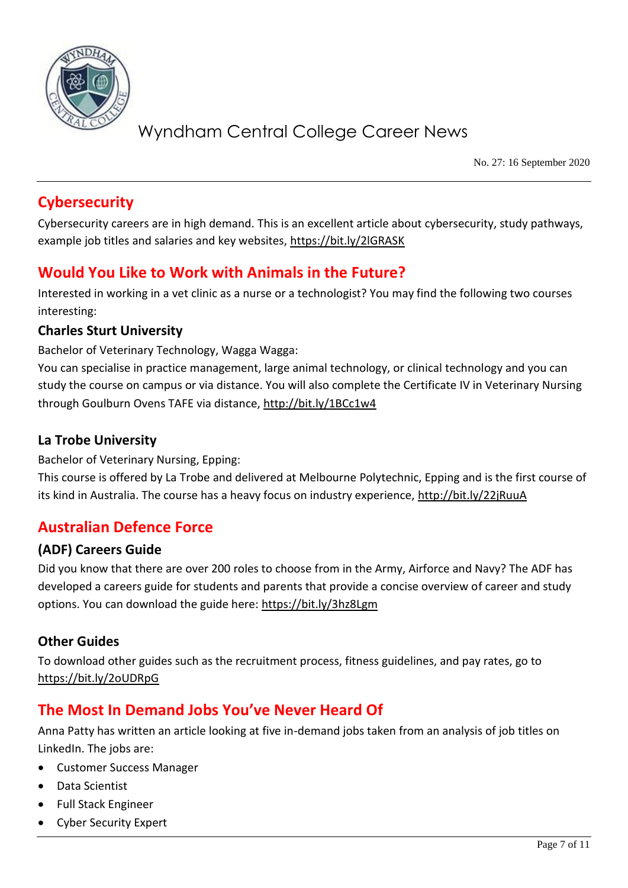## Cybersecurity

Cybersecurity careers are in high demand. This is an excellent article about cybersecurity, study pathways, example job titles and salaries and key websites, https://bit.ly/2lGRASK

## Would You Like to Work with Animals in the Future?

Interested in working in a vet clinic as a nurse or a technologist? You may find the following two courses interesting:

### Charles Sturt University

Bachelor of Veterinary Technology, Wagga Wagga:

You can specialise in practice management, large animal technology, or clinical technology and you can study the course on campus or via distance. You will also complete the Certificate IV in Veterinary Nursing through Goulburn Ovens TAFE via distance, http://bit.ly/1BCc1w4

### La Trobe University

Bachelor of Veterinary Nursing, Epping:

This course is offered by La Trobe and delivered at Melbourne Polytechnic, Epping and is the first course of its kind in Australia. The course has a heavy focus on industry experience, http://bit.ly/22jRuuA

## Australian Defence Force

### (ADF) Careers Guide

Did you know that there are over 200 roles to choose from in the Army, Airforce and Navy? The ADF has developed a careers guide for students and parents that provide a concise overview of career and study options. You can download the guide here: https://bit.ly/3hz8Lgm

### Other Guides

To download other guides such as the recruitment process, fitness guidelines, and pay rates, go to https://bit.ly/2oUDRpG

## The Most In Demand Jobs You've Never Heard Of

Anna Patty has written an article looking at five in-demand jobs taken from an analysis of job titles on LinkedIn. The jobs are:

- Customer Success Manager
- Data Scientist
- Full Stack Engineer
- Cyber Security Expert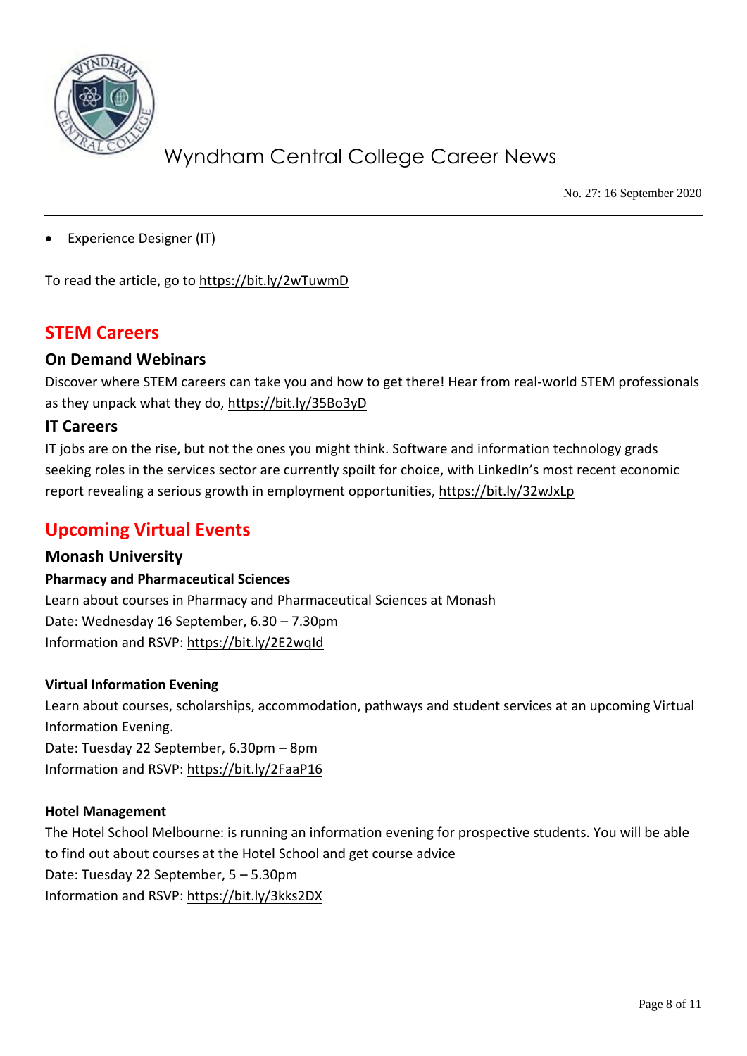- Experience Designer (IT)

To read the article, go to https://bit.ly/2wTuwmD

## STEM Careers

### On Demand Webinars

Discover where STEM careers can take you and how to get there! Hear from real-world STEM professionals as they unpack what they do, https://bit.ly/35Bo3yD

### IT Careers

IT jobs are on the rise, but not the ones you might think. Software and information technology grads seeking roles in the services sector are currently spoilt for choice, with LinkedIn's most recent economic report revealing a serious growth in employment opportunities, https://bit.ly/32wJxLp

## Upcoming Virtual Events

### Monash University

**Pharmacy and Pharmaceutical Sciences**

Learn about courses in Pharmacy and Pharmaceutical Sciences at Monash
Date: Wednesday 16 September, 6.30 – 7.30pm
Information and RSVP: https://bit.ly/2E2wqId

**Virtual Information Evening**

Learn about courses, scholarships, accommodation, pathways and student services at an upcoming Virtual Information Evening.
Date: Tuesday 22 September, 6.30pm – 8pm
Information and RSVP: https://bit.ly/2FaaP16

**Hotel Management**

The Hotel School Melbourne: is running an information evening for prospective students. You will be able to find out about courses at the Hotel School and get course advice
Date: Tuesday 22 September, 5 – 5.30pm
Information and RSVP: https://bit.ly/3kks2DX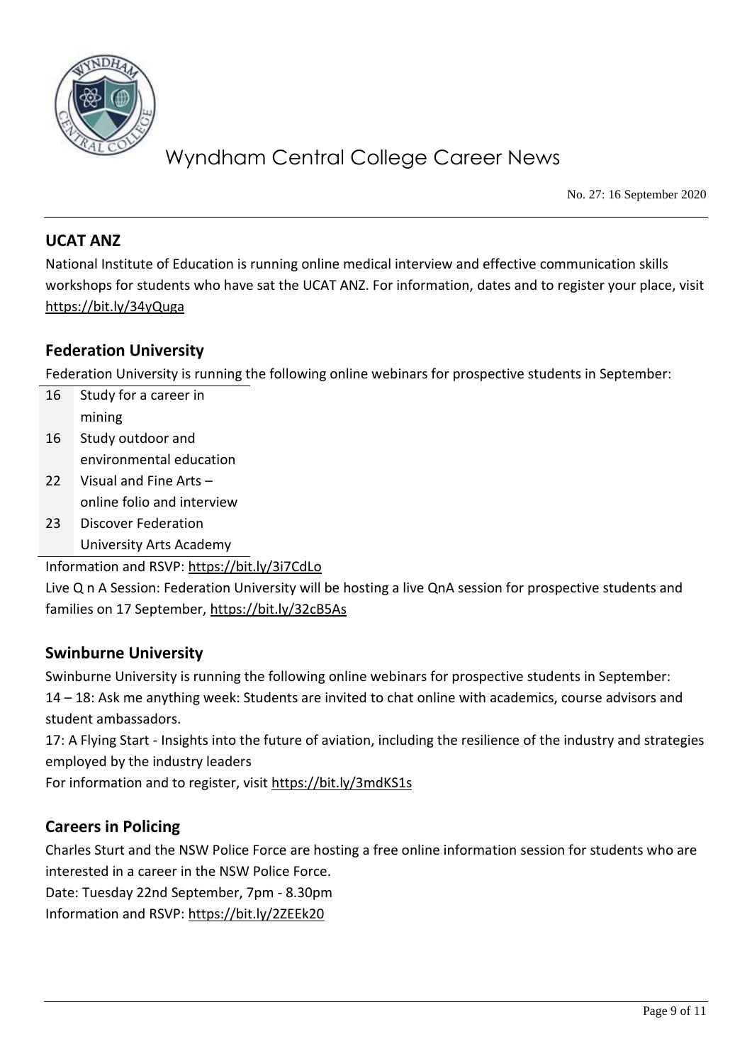## UCAT ANZ

National Institute of Education is running online medical interview and effective communication skills workshops for students who have sat the UCAT ANZ. For information, dates and to register your place, visit https://bit.ly/34yQuga

## Federation University

Federation University is running the following online webinars for prospective students in September:

| | |
|---|---|
| 16 | Study for a career in mining |
| 16 | Study outdoor and environmental education |
| 22 | Visual and Fine Arts – online folio and interview |
| 23 | Discover Federation University Arts Academy |

Information and RSVP: https://bit.ly/3i7CdLo

Live Q n A Session: Federation University will be hosting a live QnA session for prospective students and families on 17 September, https://bit.ly/32cB5As

## Swinburne University

Swinburne University is running the following online webinars for prospective students in September:

14 – 18: Ask me anything week: Students are invited to chat online with academics, course advisors and student ambassadors.

17: A Flying Start - Insights into the future of aviation, including the resilience of the industry and strategies employed by the industry leaders

For information and to register, visit https://bit.ly/3mdKS1s

## Careers in Policing

Charles Sturt and the NSW Police Force are hosting a free online information session for students who are interested in a career in the NSW Police Force.

Date: Tuesday 22nd September, 7pm - 8.30pm

Information and RSVP: https://bit.ly/2ZEEk20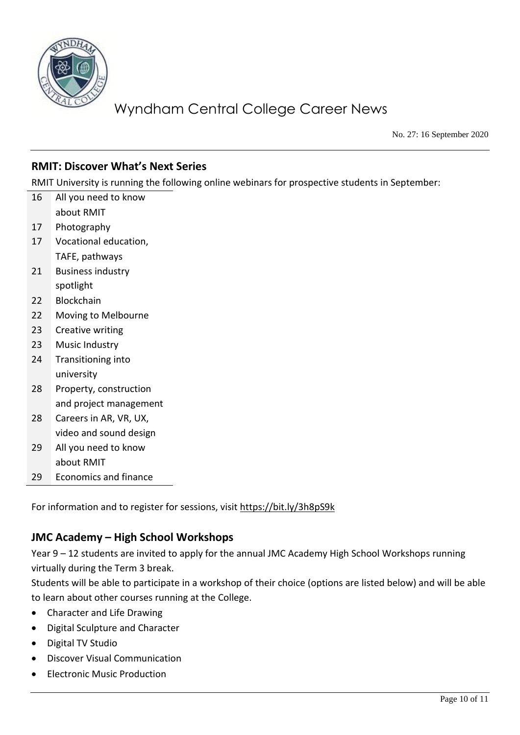## RMIT: Discover What's Next Series

RMIT University is running the following online webinars for prospective students in September:

| | |
|---|---|
| 16 | All you need to know about RMIT |
| 17 | Photography |
| 17 | Vocational education, TAFE, pathways |
| 21 | Business industry spotlight |
| 22 | Blockchain |
| 22 | Moving to Melbourne |
| 23 | Creative writing |
| 23 | Music Industry |
| 24 | Transitioning into university |
| 28 | Property, construction and project management |
| 28 | Careers in AR, VR, UX, video and sound design |
| 29 | All you need to know about RMIT |
| 29 | Economics and finance |

For information and to register for sessions, visit https://bit.ly/3h8pS9k

## JMC Academy – High School Workshops

Year 9 – 12 students are invited to apply for the annual JMC Academy High School Workshops running virtually during the Term 3 break.

Students will be able to participate in a workshop of their choice (options are listed below) and will be able to learn about other courses running at the College.

- Character and Life Drawing
- Digital Sculpture and Character
- Digital TV Studio
- Discover Visual Communication
- Electronic Music Production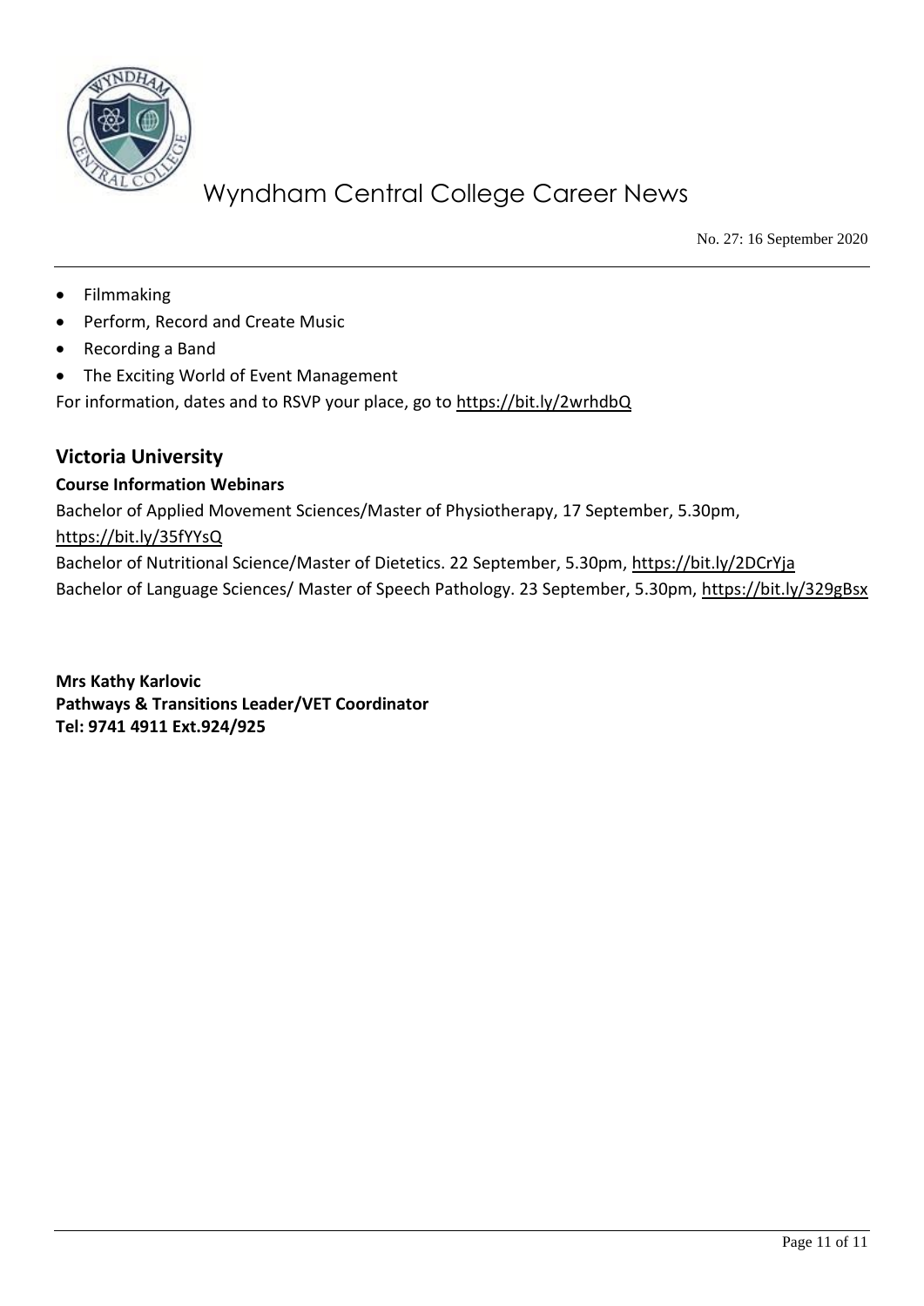- Filmmaking
- Perform, Record and Create Music
- Recording a Band
- The Exciting World of Event Management

For information, dates and to RSVP your place, go to https://bit.ly/2wrhdbQ

## Victoria University

**Course Information Webinars**

Bachelor of Applied Movement Sciences/Master of Physiotherapy, 17 September, 5.30pm, https://bit.ly/35fYYsQ

Bachelor of Nutritional Science/Master of Dietetics. 22 September, 5.30pm, https://bit.ly/2DCrYja

Bachelor of Language Sciences/ Master of Speech Pathology. 23 September, 5.30pm, https://bit.ly/329gBsx

**Mrs Kathy Karlovic**
**Pathways & Transitions Leader/VET Coordinator**
**Tel: 9741 4911 Ext.924/925**